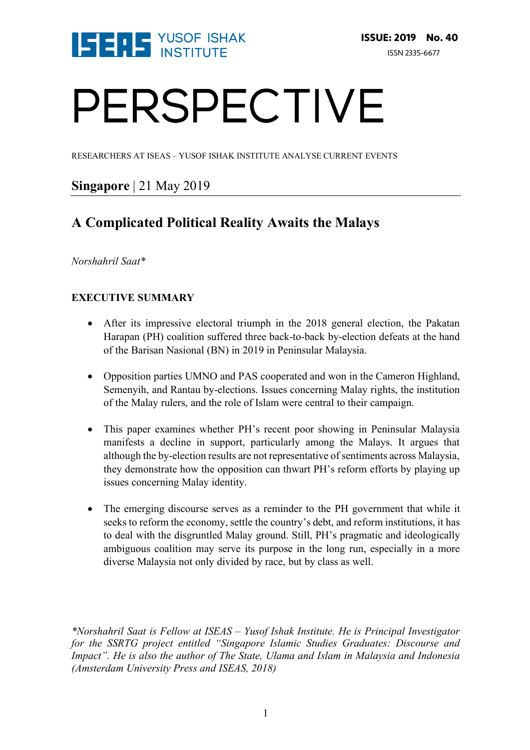ISEAS YUSOF ISHAK INSTITUTE

**ISSUE: 2019 No. 40**

ISSN 2335-6677

# PERSPECTIVE

RESEARCHERS AT ISEAS – YUSOF ISHAK INSTITUTE ANALYSE CURRENT EVENTS

**Singapore** | 21 May 2019

## A Complicated Political Reality Awaits the Malays

*Norshahril Saat**

### EXECUTIVE SUMMARY

- After its impressive electoral triumph in the 2018 general election, the Pakatan Harapan (PH) coalition suffered three back-to-back by-election defeats at the hand of the Barisan Nasional (BN) in 2019 in Peninsular Malaysia.
- Opposition parties UMNO and PAS cooperated and won in the Cameron Highland, Semenyih, and Rantau by-elections. Issues concerning Malay rights, the institution of the Malay rulers, and the role of Islam were central to their campaign.
- This paper examines whether PH's recent poor showing in Peninsular Malaysia manifests a decline in support, particularly among the Malays. It argues that although the by-election results are not representative of sentiments across Malaysia, they demonstrate how the opposition can thwart PH's reform efforts by playing up issues concerning Malay identity.
- The emerging discourse serves as a reminder to the PH government that while it seeks to reform the economy, settle the country's debt, and reform institutions, it has to deal with the disgruntled Malay ground. Still, PH's pragmatic and ideologically ambiguous coalition may serve its purpose in the long run, especially in a more diverse Malaysia not only divided by race, but by class as well.

*\*Norshahril Saat is Fellow at ISEAS – Yusof Ishak Institute. He is Principal Investigator for the SSRTG project entitled "Singapore Islamic Studies Graduates: Discourse and Impact". He is also the author of The State, Ulama and Islam in Malaysia and Indonesia (Amsterdam University Press and ISEAS, 2018)*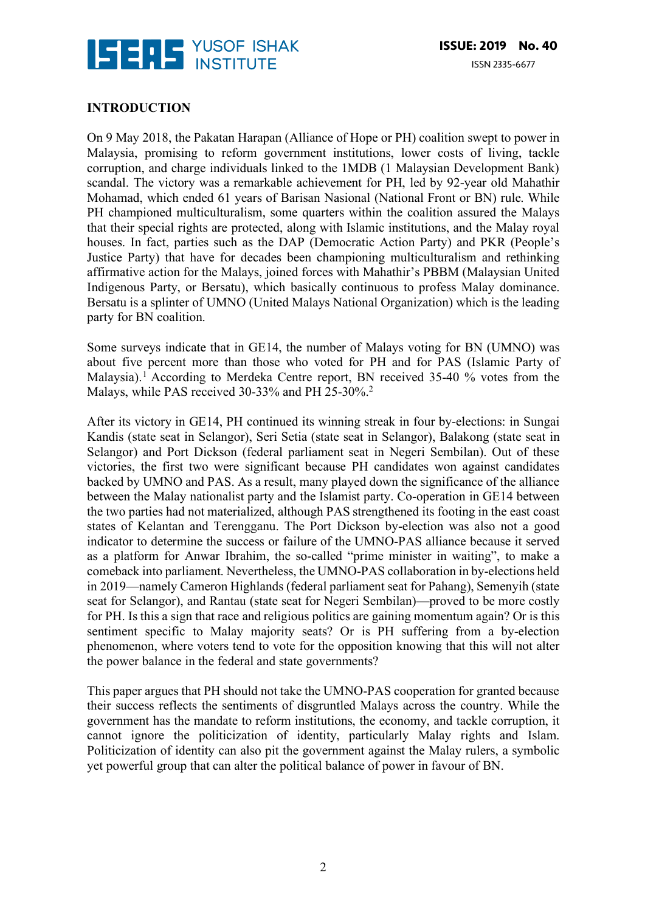## INTRODUCTION

On 9 May 2018, the Pakatan Harapan (Alliance of Hope or PH) coalition swept to power in Malaysia, promising to reform government institutions, lower costs of living, tackle corruption, and charge individuals linked to the 1MDB (1 Malaysian Development Bank) scandal. The victory was a remarkable achievement for PH, led by 92-year old Mahathir Mohamad, which ended 61 years of Barisan Nasional (National Front or BN) rule. While PH championed multiculturalism, some quarters within the coalition assured the Malays that their special rights are protected, along with Islamic institutions, and the Malay royal houses. In fact, parties such as the DAP (Democratic Action Party) and PKR (People's Justice Party) that have for decades been championing multiculturalism and rethinking affirmative action for the Malays, joined forces with Mahathir's PBBM (Malaysian United Indigenous Party, or Bersatu), which basically continuous to profess Malay dominance. Bersatu is a splinter of UMNO (United Malays National Organization) which is the leading party for BN coalition.

Some surveys indicate that in GE14, the number of Malays voting for BN (UMNO) was about five percent more than those who voted for PH and for PAS (Islamic Party of Malaysia).[1] According to Merdeka Centre report, BN received 35-40 % votes from the Malays, while PAS received 30-33% and PH 25-30%.[2]

After its victory in GE14, PH continued its winning streak in four by-elections: in Sungai Kandis (state seat in Selangor), Seri Setia (state seat in Selangor), Balakong (state seat in Selangor) and Port Dickson (federal parliament seat in Negeri Sembilan). Out of these victories, the first two were significant because PH candidates won against candidates backed by UMNO and PAS. As a result, many played down the significance of the alliance between the Malay nationalist party and the Islamist party. Co-operation in GE14 between the two parties had not materialized, although PAS strengthened its footing in the east coast states of Kelantan and Terengganu. The Port Dickson by-election was also not a good indicator to determine the success or failure of the UMNO-PAS alliance because it served as a platform for Anwar Ibrahim, the so-called "prime minister in waiting", to make a comeback into parliament. Nevertheless, the UMNO-PAS collaboration in by-elections held in 2019—namely Cameron Highlands (federal parliament seat for Pahang), Semenyih (state seat for Selangor), and Rantau (state seat for Negeri Sembilan)—proved to be more costly for PH. Is this a sign that race and religious politics are gaining momentum again? Or is this sentiment specific to Malay majority seats? Or is PH suffering from a by-election phenomenon, where voters tend to vote for the opposition knowing that this will not alter the power balance in the federal and state governments?

This paper argues that PH should not take the UMNO-PAS cooperation for granted because their success reflects the sentiments of disgruntled Malays across the country. While the government has the mandate to reform institutions, the economy, and tackle corruption, it cannot ignore the politicization of identity, particularly Malay rights and Islam. Politicization of identity can also pit the government against the Malay rulers, a symbolic yet powerful group that can alter the political balance of power in favour of BN.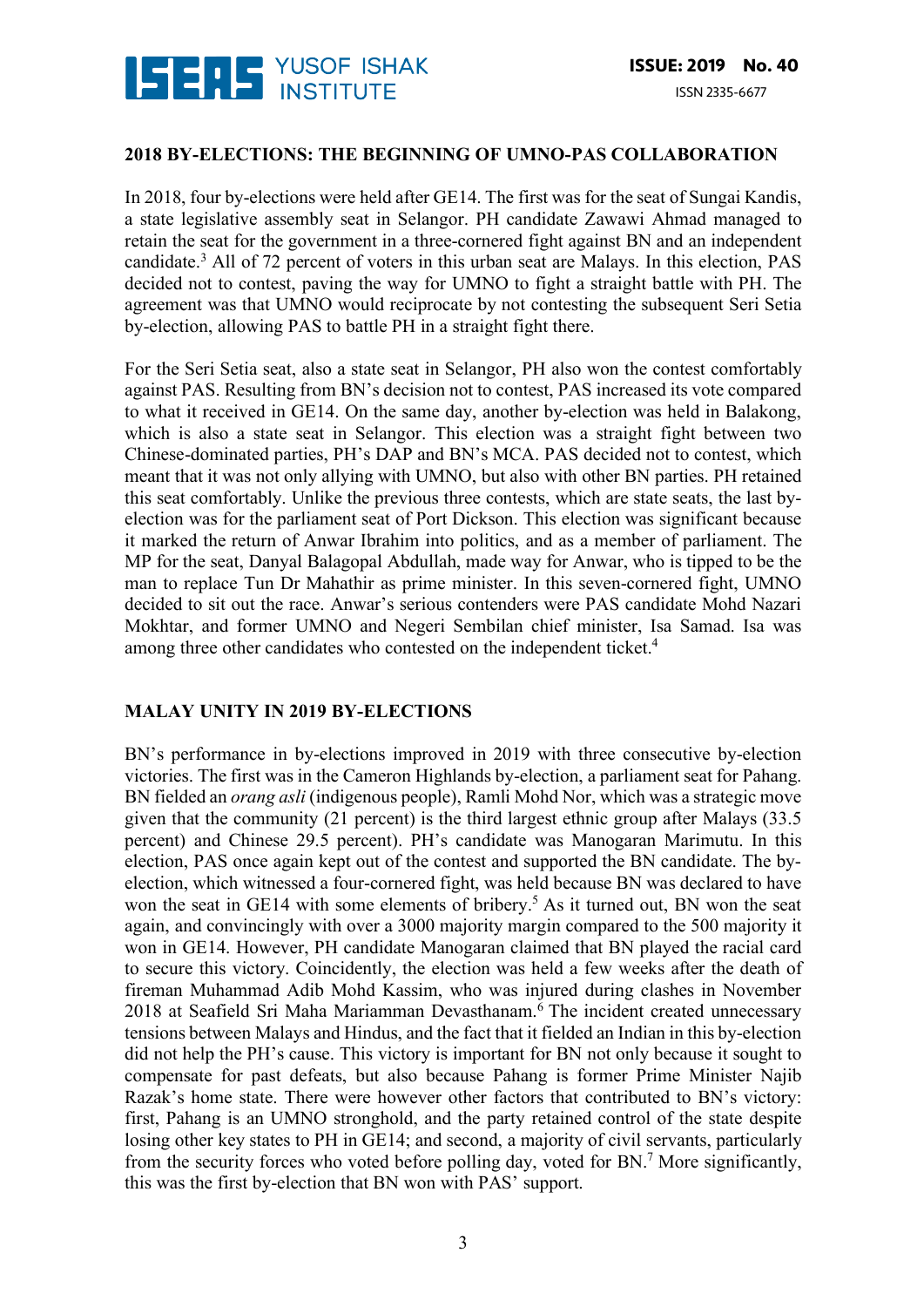## 2018 BY-ELECTIONS: THE BEGINNING OF UMNO-PAS COLLABORATION

In 2018, four by-elections were held after GE14. The first was for the seat of Sungai Kandis, a state legislative assembly seat in Selangor. PH candidate Zawawi Ahmad managed to retain the seat for the government in a three-cornered fight against BN and an independent candidate.[3] All of 72 percent of voters in this urban seat are Malays. In this election, PAS decided not to contest, paving the way for UMNO to fight a straight battle with PH. The agreement was that UMNO would reciprocate by not contesting the subsequent Seri Setia by-election, allowing PAS to battle PH in a straight fight there.

For the Seri Setia seat, also a state seat in Selangor, PH also won the contest comfortably against PAS. Resulting from BN's decision not to contest, PAS increased its vote compared to what it received in GE14. On the same day, another by-election was held in Balakong, which is also a state seat in Selangor. This election was a straight fight between two Chinese-dominated parties, PH's DAP and BN's MCA. PAS decided not to contest, which meant that it was not only allying with UMNO, but also with other BN parties. PH retained this seat comfortably. Unlike the previous three contests, which are state seats, the last by-election was for the parliament seat of Port Dickson. This election was significant because it marked the return of Anwar Ibrahim into politics, and as a member of parliament. The MP for the seat, Danyal Balagopal Abdullah, made way for Anwar, who is tipped to be the man to replace Tun Dr Mahathir as prime minister. In this seven-cornered fight, UMNO decided to sit out the race. Anwar's serious contenders were PAS candidate Mohd Nazari Mokhtar, and former UMNO and Negeri Sembilan chief minister, Isa Samad. Isa was among three other candidates who contested on the independent ticket.[4]

## MALAY UNITY IN 2019 BY-ELECTIONS

BN's performance in by-elections improved in 2019 with three consecutive by-election victories. The first was in the Cameron Highlands by-election, a parliament seat for Pahang. BN fielded an *orang asli* (indigenous people), Ramli Mohd Nor, which was a strategic move given that the community (21 percent) is the third largest ethnic group after Malays (33.5 percent) and Chinese 29.5 percent). PH's candidate was Manogaran Marimutu. In this election, PAS once again kept out of the contest and supported the BN candidate. The by-election, which witnessed a four-cornered fight, was held because BN was declared to have won the seat in GE14 with some elements of bribery.[5] As it turned out, BN won the seat again, and convincingly with over a 3000 majority margin compared to the 500 majority it won in GE14. However, PH candidate Manogaran claimed that BN played the racial card to secure this victory. Coincidentally, the election was held a few weeks after the death of fireman Muhammad Adib Mohd Kassim, who was injured during clashes in November 2018 at Seafield Sri Maha Mariamman Devasthanam.[6] The incident created unnecessary tensions between Malays and Hindus, and the fact that it fielded an Indian in this by-election did not help the PH's cause. This victory is important for BN not only because it sought to compensate for past defeats, but also because Pahang is former Prime Minister Najib Razak's home state. There were however other factors that contributed to BN's victory: first, Pahang is an UMNO stronghold, and the party retained control of the state despite losing other key states to PH in GE14; and second, a majority of civil servants, particularly from the security forces who voted before polling day, voted for BN.[7] More significantly, this was the first by-election that BN won with PAS' support.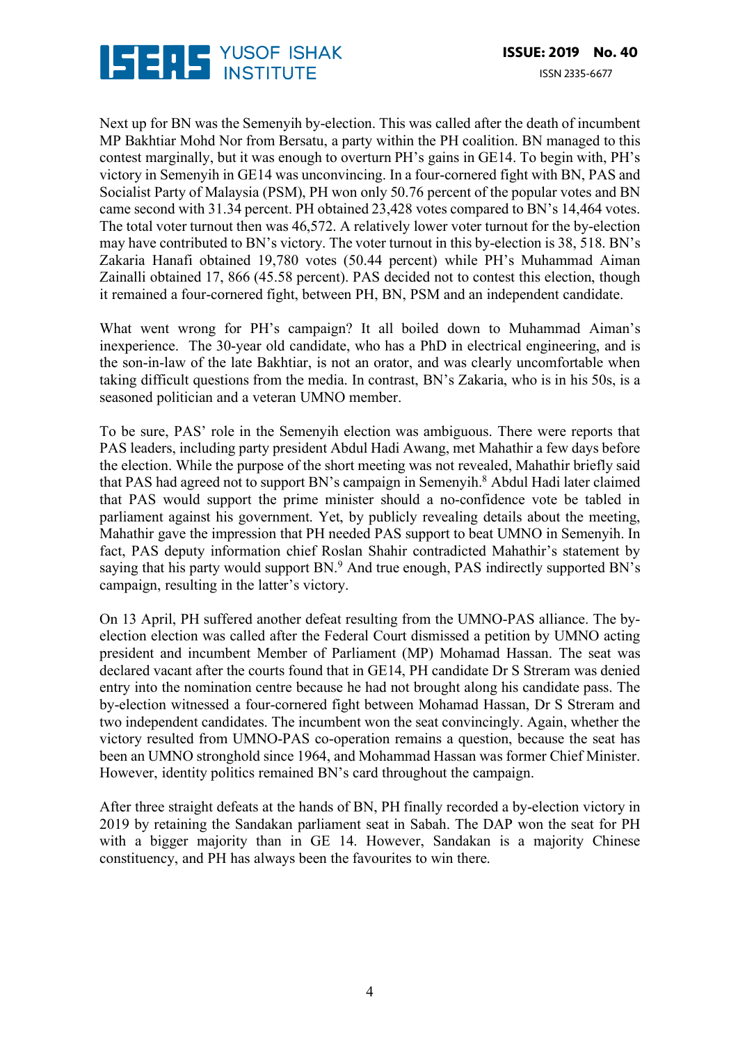Next up for BN was the Semenyih by-election. This was called after the death of incumbent MP Bakhtiar Mohd Nor from Bersatu, a party within the PH coalition. BN managed to this contest marginally, but it was enough to overturn PH's gains in GE14. To begin with, PH's victory in Semenyih in GE14 was unconvincing. In a four-cornered fight with BN, PAS and Socialist Party of Malaysia (PSM), PH won only 50.76 percent of the popular votes and BN came second with 31.34 percent. PH obtained 23,428 votes compared to BN's 14,464 votes. The total voter turnout then was 46,572. A relatively lower voter turnout for the by-election may have contributed to BN's victory. The voter turnout in this by-election is 38, 518. BN's Zakaria Hanafi obtained 19,780 votes (50.44 percent) while PH's Muhammad Aiman Zainalli obtained 17, 866 (45.58 percent). PAS decided not to contest this election, though it remained a four-cornered fight, between PH, BN, PSM and an independent candidate.

What went wrong for PH's campaign? It all boiled down to Muhammad Aiman's inexperience. The 30-year old candidate, who has a PhD in electrical engineering, and is the son-in-law of the late Bakhtiar, is not an orator, and was clearly uncomfortable when taking difficult questions from the media. In contrast, BN's Zakaria, who is in his 50s, is a seasoned politician and a veteran UMNO member.

To be sure, PAS' role in the Semenyih election was ambiguous. There were reports that PAS leaders, including party president Abdul Hadi Awang, met Mahathir a few days before the election. While the purpose of the short meeting was not revealed, Mahathir briefly said that PAS had agreed not to support BN's campaign in Semenyih.[8] Abdul Hadi later claimed that PAS would support the prime minister should a no-confidence vote be tabled in parliament against his government. Yet, by publicly revealing details about the meeting, Mahathir gave the impression that PH needed PAS support to beat UMNO in Semenyih. In fact, PAS deputy information chief Roslan Shahir contradicted Mahathir's statement by saying that his party would support BN.[9] And true enough, PAS indirectly supported BN's campaign, resulting in the latter's victory.

On 13 April, PH suffered another defeat resulting from the UMNO-PAS alliance. The by-election election was called after the Federal Court dismissed a petition by UMNO acting president and incumbent Member of Parliament (MP) Mohamad Hassan. The seat was declared vacant after the courts found that in GE14, PH candidate Dr S Streram was denied entry into the nomination centre because he had not brought along his candidate pass. The by-election witnessed a four-cornered fight between Mohamad Hassan, Dr S Streram and two independent candidates. The incumbent won the seat convincingly. Again, whether the victory resulted from UMNO-PAS co-operation remains a question, because the seat has been an UMNO stronghold since 1964, and Mohammad Hassan was former Chief Minister. However, identity politics remained BN's card throughout the campaign.

After three straight defeats at the hands of BN, PH finally recorded a by-election victory in 2019 by retaining the Sandakan parliament seat in Sabah. The DAP won the seat for PH with a bigger majority than in GE 14. However, Sandakan is a majority Chinese constituency, and PH has always been the favourites to win there.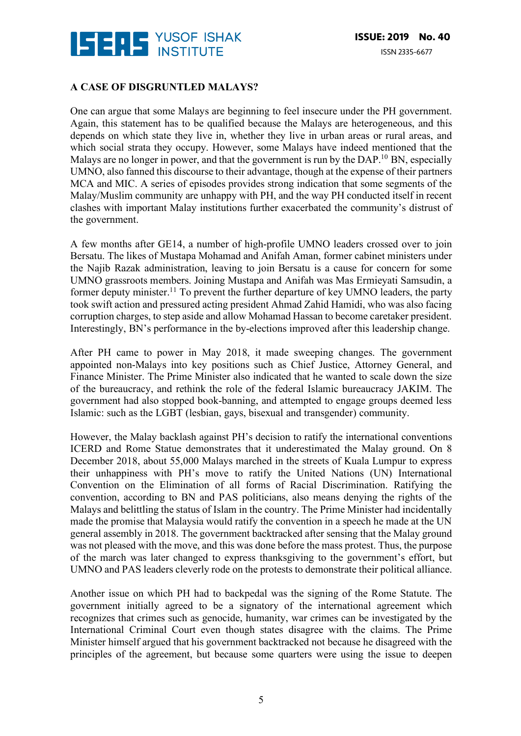## A CASE OF DISGRUNTLED MALAYS?

One can argue that some Malays are beginning to feel insecure under the PH government. Again, this statement has to be qualified because the Malays are heterogeneous, and this depends on which state they live in, whether they live in urban areas or rural areas, and which social strata they occupy. However, some Malays have indeed mentioned that the Malays are no longer in power, and that the government is run by the DAP.[10] BN, especially UMNO, also fanned this discourse to their advantage, though at the expense of their partners MCA and MIC. A series of episodes provides strong indication that some segments of the Malay/Muslim community are unhappy with PH, and the way PH conducted itself in recent clashes with important Malay institutions further exacerbated the community's distrust of the government.

A few months after GE14, a number of high-profile UMNO leaders crossed over to join Bersatu. The likes of Mustapa Mohamad and Anifah Aman, former cabinet ministers under the Najib Razak administration, leaving to join Bersatu is a cause for concern for some UMNO grassroots members. Joining Mustapa and Anifah was Mas Ermieyati Samsudin, a former deputy minister.[11] To prevent the further departure of key UMNO leaders, the party took swift action and pressured acting president Ahmad Zahid Hamidi, who was also facing corruption charges, to step aside and allow Mohamad Hassan to become caretaker president. Interestingly, BN's performance in the by-elections improved after this leadership change.

After PH came to power in May 2018, it made sweeping changes. The government appointed non-Malays into key positions such as Chief Justice, Attorney General, and Finance Minister. The Prime Minister also indicated that he wanted to scale down the size of the bureaucracy, and rethink the role of the federal Islamic bureaucracy JAKIM. The government had also stopped book-banning, and attempted to engage groups deemed less Islamic: such as the LGBT (lesbian, gays, bisexual and transgender) community.

However, the Malay backlash against PH's decision to ratify the international conventions ICERD and Rome Statue demonstrates that it underestimated the Malay ground. On 8 December 2018, about 55,000 Malays marched in the streets of Kuala Lumpur to express their unhappiness with PH's move to ratify the United Nations (UN) International Convention on the Elimination of all forms of Racial Discrimination. Ratifying the convention, according to BN and PAS politicians, also means denying the rights of the Malays and belittling the status of Islam in the country. The Prime Minister had incidentally made the promise that Malaysia would ratify the convention in a speech he made at the UN general assembly in 2018. The government backtracked after sensing that the Malay ground was not pleased with the move, and this was done before the mass protest. Thus, the purpose of the march was later changed to express thanksgiving to the government's effort, but UMNO and PAS leaders cleverly rode on the protests to demonstrate their political alliance.

Another issue on which PH had to backpedal was the signing of the Rome Statute. The government initially agreed to be a signatory of the international agreement which recognizes that crimes such as genocide, humanity, war crimes can be investigated by the International Criminal Court even though states disagree with the claims. The Prime Minister himself argued that his government backtracked not because he disagreed with the principles of the agreement, but because some quarters were using the issue to deepen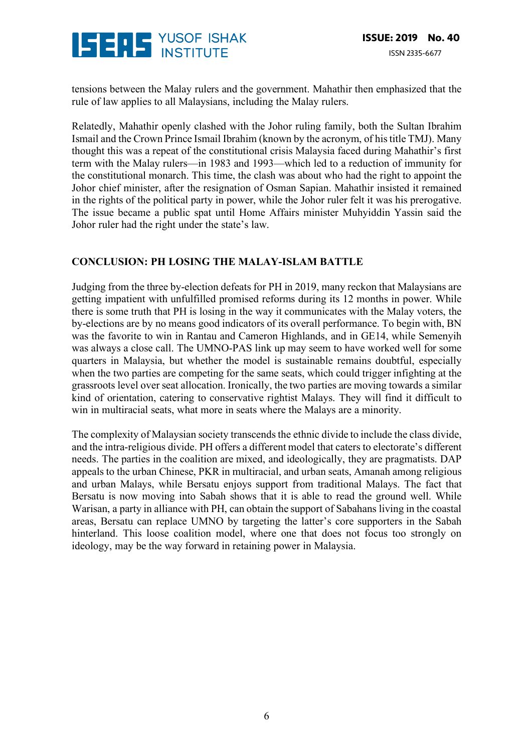tensions between the Malay rulers and the government. Mahathir then emphasized that the rule of law applies to all Malaysians, including the Malay rulers.

Relatedly, Mahathir openly clashed with the Johor ruling family, both the Sultan Ibrahim Ismail and the Crown Prince Ismail Ibrahim (known by the acronym, of his title TMJ). Many thought this was a repeat of the constitutional crisis Malaysia faced during Mahathir's first term with the Malay rulers—in 1983 and 1993—which led to a reduction of immunity for the constitutional monarch. This time, the clash was about who had the right to appoint the Johor chief minister, after the resignation of Osman Sapian. Mahathir insisted it remained in the rights of the political party in power, while the Johor ruler felt it was his prerogative. The issue became a public spat until Home Affairs minister Muhyiddin Yassin said the Johor ruler had the right under the state's law.

## CONCLUSION: PH LOSING THE MALAY-ISLAM BATTLE

Judging from the three by-election defeats for PH in 2019, many reckon that Malaysians are getting impatient with unfulfilled promised reforms during its 12 months in power. While there is some truth that PH is losing in the way it communicates with the Malay voters, the by-elections are by no means good indicators of its overall performance. To begin with, BN was the favorite to win in Rantau and Cameron Highlands, and in GE14, while Semenyih was always a close call. The UMNO-PAS link up may seem to have worked well for some quarters in Malaysia, but whether the model is sustainable remains doubtful, especially when the two parties are competing for the same seats, which could trigger infighting at the grassroots level over seat allocation. Ironically, the two parties are moving towards a similar kind of orientation, catering to conservative rightist Malays. They will find it difficult to win in multiracial seats, what more in seats where the Malays are a minority.

The complexity of Malaysian society transcends the ethnic divide to include the class divide, and the intra-religious divide. PH offers a different model that caters to electorate's different needs. The parties in the coalition are mixed, and ideologically, they are pragmatists. DAP appeals to the urban Chinese, PKR in multiracial, and urban seats, Amanah among religious and urban Malays, while Bersatu enjoys support from traditional Malays. The fact that Bersatu is now moving into Sabah shows that it is able to read the ground well. While Warisan, a party in alliance with PH, can obtain the support of Sabahans living in the coastal areas, Bersatu can replace UMNO by targeting the latter's core supporters in the Sabah hinterland. This loose coalition model, where one that does not focus too strongly on ideology, may be the way forward in retaining power in Malaysia.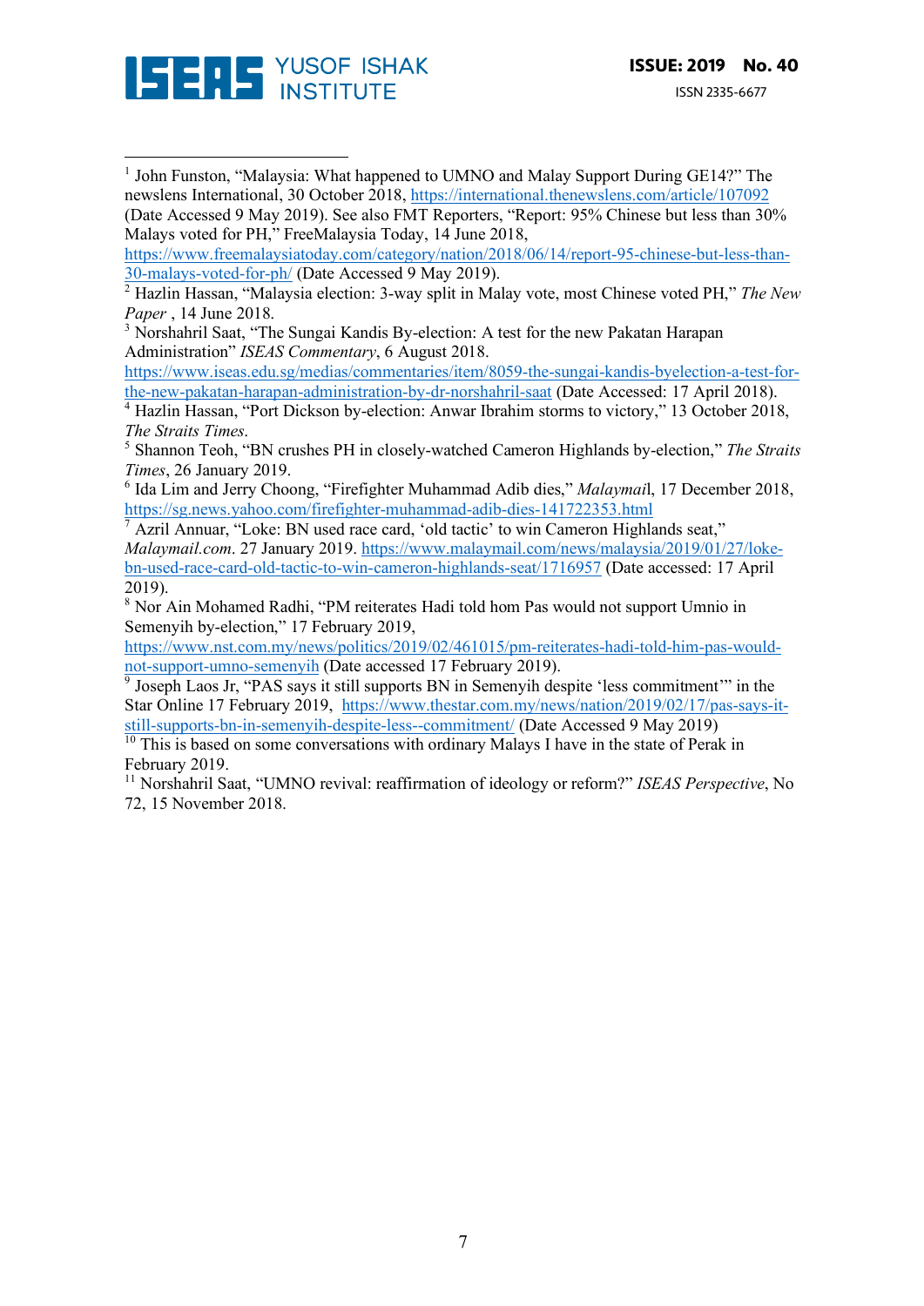[1] John Funston, "Malaysia: What happened to UMNO and Malay Support During GE14?" The newslens International, 30 October 2018, https://international.thenewslens.com/article/107092 (Date Accessed 9 May 2019). See also FMT Reporters, "Report: 95% Chinese but less than 30% Malays voted for PH," FreeMalaysia Today, 14 June 2018, https://www.freemalaysiatoday.com/category/nation/2018/06/14/report-95-chinese-but-less-than-30-malays-voted-for-ph/ (Date Accessed 9 May 2019).

[2] Hazlin Hassan, "Malaysia election: 3-way split in Malay vote, most Chinese voted PH," *The New Paper* , 14 June 2018.

[3] Norshahril Saat, "The Sungai Kandis By-election: A test for the new Pakatan Harapan Administration" *ISEAS Commentary*, 6 August 2018. https://www.iseas.edu.sg/medias/commentaries/item/8059-the-sungai-kandis-byelection-a-test-for-the-new-pakatan-harapan-administration-by-dr-norshahril-saat (Date Accessed: 17 April 2018).

[4] Hazlin Hassan, "Port Dickson by-election: Anwar Ibrahim storms to victory," 13 October 2018, *The Straits Times*.

[5] Shannon Teoh, "BN crushes PH in closely-watched Cameron Highlands by-election," *The Straits Times*, 26 January 2019.

[6] Ida Lim and Jerry Choong, "Firefighter Muhammad Adib dies," *Malaymai*l, 17 December 2018, https://sg.news.yahoo.com/firefighter-muhammad-adib-dies-141722353.html

[7] Azril Annuar, "Loke: BN used race card, 'old tactic' to win Cameron Highlands seat," *Malaymail.com*. 27 January 2019. https://www.malaymail.com/news/malaysia/2019/01/27/loke-bn-used-race-card-old-tactic-to-win-cameron-highlands-seat/1716957 (Date accessed: 17 April 2019).

[8] Nor Ain Mohamed Radhi, "PM reiterates Hadi told hom Pas would not support Umnio in Semenyih by-election," 17 February 2019, https://www.nst.com.my/news/politics/2019/02/461015/pm-reiterates-hadi-told-him-pas-would-not-support-umno-semenyih (Date accessed 17 February 2019).

[9] Joseph Laos Jr, "PAS says it still supports BN in Semenyih despite 'less commitment'" in the Star Online 17 February 2019, https://www.thestar.com.my/news/nation/2019/02/17/pas-says-it-still-supports-bn-in-semenyih-despite-less--commitment/ (Date Accessed 9 May 2019)

[10] This is based on some conversations with ordinary Malays I have in the state of Perak in February 2019.

[11] Norshahril Saat, "UMNO revival: reaffirmation of ideology or reform?" *ISEAS Perspective*, No 72, 15 November 2018.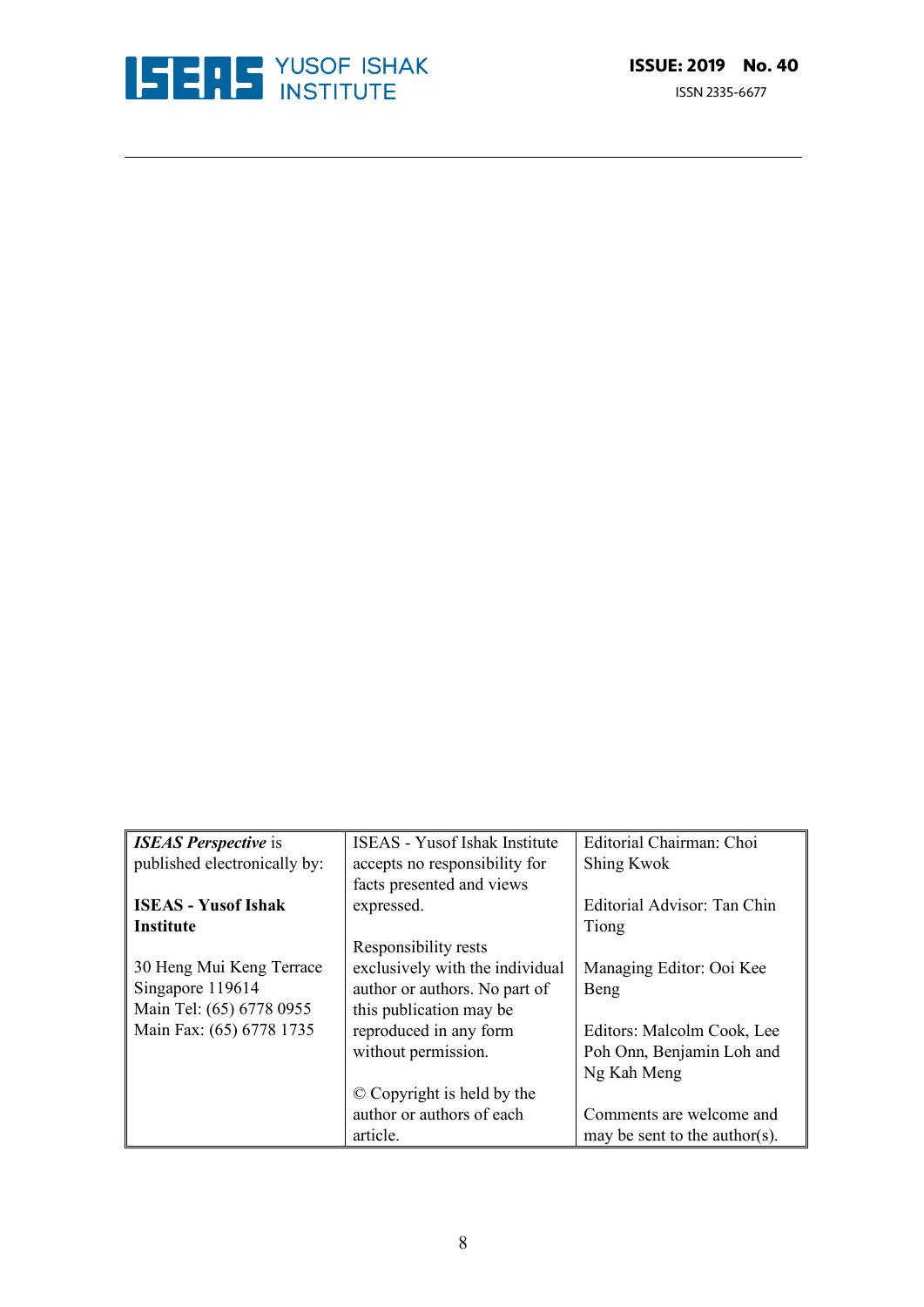| | | |
|---|---|---|
| ***ISEAS Perspective*** is published electronically by:<br><br>**ISEAS - Yusof Ishak Institute**<br><br>30 Heng Mui Keng Terrace<br>Singapore 119614<br>Main Tel: (65) 6778 0955<br>Main Fax: (65) 6778 1735 | ISEAS - Yusof Ishak Institute accepts no responsibility for facts presented and views expressed.<br><br>Responsibility rests exclusively with the individual author or authors. No part of this publication may be reproduced in any form without permission.<br><br>© Copyright is held by the author or authors of each article. | Editorial Chairman: Choi Shing Kwok<br><br>Editorial Advisor: Tan Chin Tiong<br><br>Managing Editor: Ooi Kee Beng<br><br>Editors: Malcolm Cook, Lee Poh Onn, Benjamin Loh and Ng Kah Meng<br><br>Comments are welcome and may be sent to the author(s). |